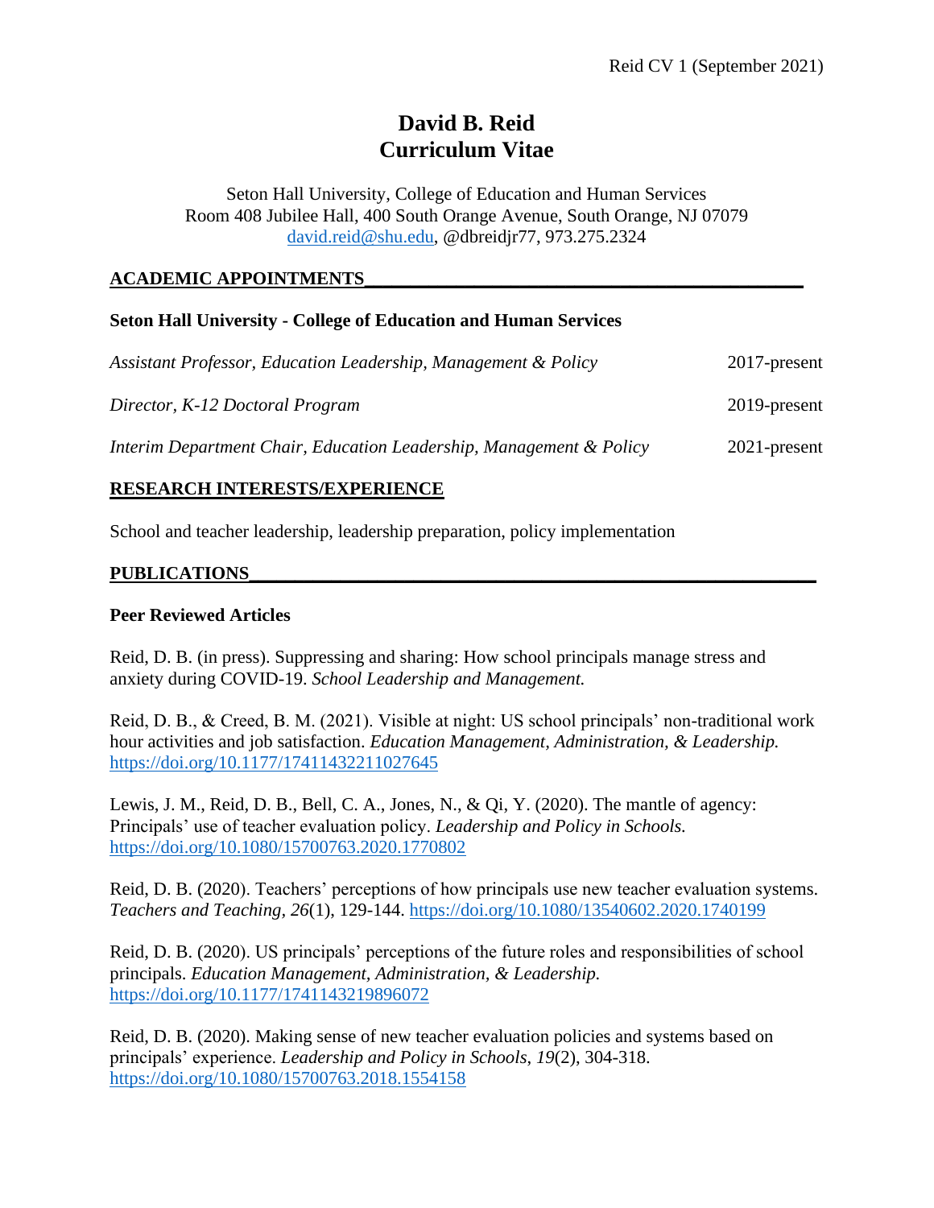# David B. Reid
# Curriculum Vitae

Seton Hall University, College of Education and Human Services
Room 408 Jubilee Hall, 400 South Orange Avenue, South Orange, NJ 07079
david.reid@shu.edu, @dbreidjr77, 973.275.2324

## ACADEMIC APPOINTMENTS

### Seton Hall University - College of Education and Human Services

*Assistant Professor, Education Leadership, Management & Policy* 2017-present

*Director, K-12 Doctoral Program* 2019-present

*Interim Department Chair, Education Leadership, Management & Policy* 2021-present

## RESEARCH INTERESTS/EXPERIENCE

School and teacher leadership, leadership preparation, policy implementation

## PUBLICATIONS

### Peer Reviewed Articles

Reid, D. B. (in press). Suppressing and sharing: How school principals manage stress and anxiety during COVID-19. *School Leadership and Management.*

Reid, D. B., & Creed, B. M. (2021). Visible at night: US school principals' non-traditional work hour activities and job satisfaction. *Education Management, Administration, & Leadership.* https://doi.org/10.1177/17411432211027645

Lewis, J. M., Reid, D. B., Bell, C. A., Jones, N., & Qi, Y. (2020). The mantle of agency: Principals' use of teacher evaluation policy. *Leadership and Policy in Schools.* https://doi.org/10.1080/15700763.2020.1770802

Reid, D. B. (2020). Teachers' perceptions of how principals use new teacher evaluation systems. *Teachers and Teaching*, *26*(1), 129-144. https://doi.org/10.1080/13540602.2020.1740199

Reid, D. B. (2020). US principals' perceptions of the future roles and responsibilities of school principals. *Education Management, Administration, & Leadership.* https://doi.org/10.1177/1741143219896072

Reid, D. B. (2020). Making sense of new teacher evaluation policies and systems based on principals' experience. *Leadership and Policy in Schools*, *19*(2), 304-318. https://doi.org/10.1080/15700763.2018.1554158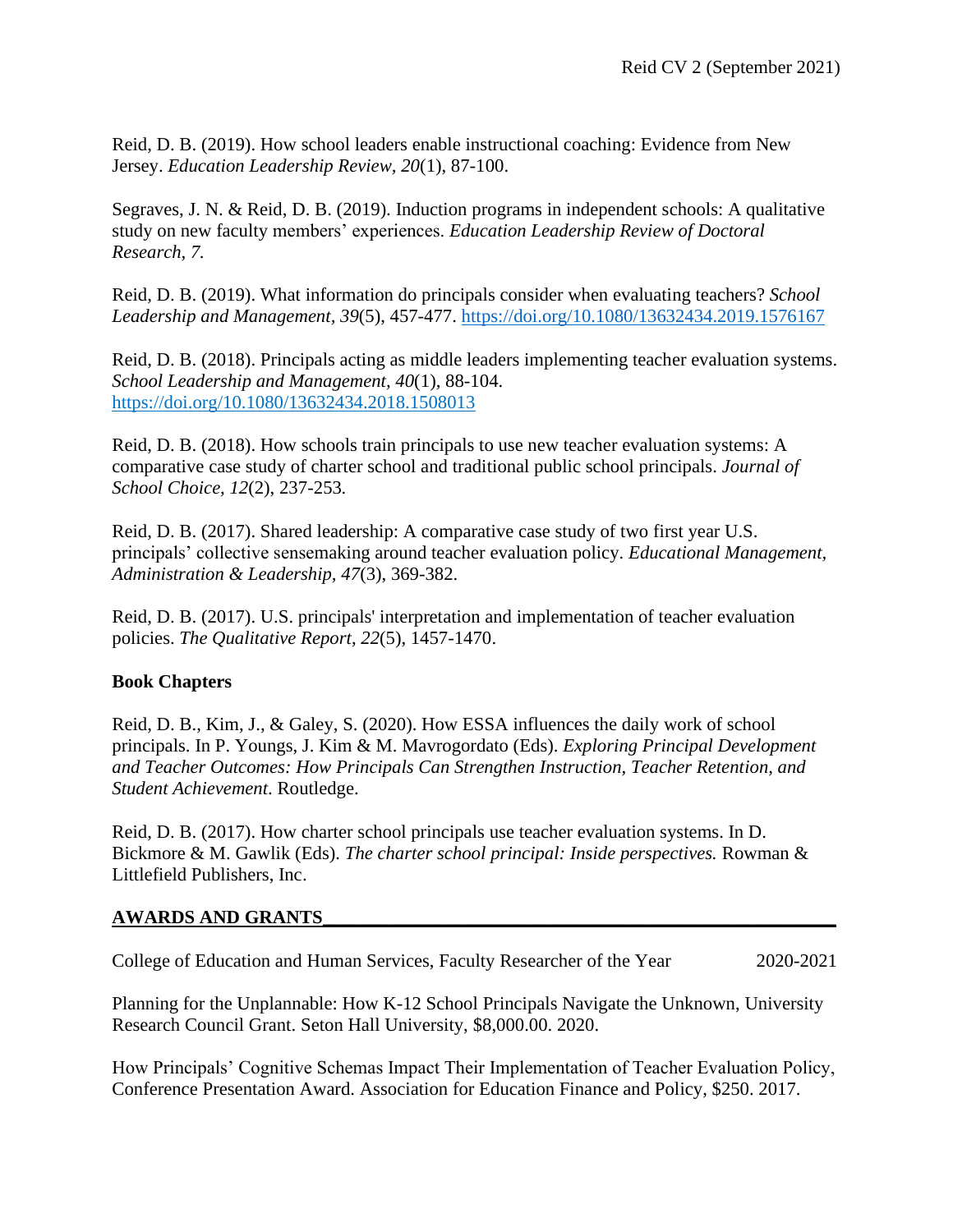Reid, D. B. (2019). How school leaders enable instructional coaching: Evidence from New Jersey. *Education Leadership Review, 20*(1), 87-100.

Segraves, J. N. & Reid, D. B. (2019). Induction programs in independent schools: A qualitative study on new faculty members' experiences. *Education Leadership Review of Doctoral Research, 7.*

Reid, D. B. (2019). What information do principals consider when evaluating teachers? *School Leadership and Management, 39*(5), 457-477. https://doi.org/10.1080/13632434.2019.1576167

Reid, D. B. (2018). Principals acting as middle leaders implementing teacher evaluation systems. *School Leadership and Management, 40*(1), 88-104. https://doi.org/10.1080/13632434.2018.1508013

Reid, D. B. (2018). How schools train principals to use new teacher evaluation systems: A comparative case study of charter school and traditional public school principals. *Journal of School Choice, 12*(2), 237-253*.*

Reid, D. B. (2017). Shared leadership: A comparative case study of two first year U.S. principals' collective sensemaking around teacher evaluation policy. *Educational Management, Administration & Leadership, 47*(3), 369-382.

Reid, D. B. (2017). U.S. principals' interpretation and implementation of teacher evaluation policies. *The Qualitative Report, 22*(5), 1457-1470.

**Book Chapters**

Reid, D. B., Kim, J., & Galey, S. (2020). How ESSA influences the daily work of school principals. In P. Youngs, J. Kim & M. Mavrogordato (Eds). *Exploring Principal Development and Teacher Outcomes: How Principals Can Strengthen Instruction, Teacher Retention, and Student Achievement*. Routledge.

Reid, D. B. (2017). How charter school principals use teacher evaluation systems. In D. Bickmore & M. Gawlik (Eds). *The charter school principal: Inside perspectives.* Rowman & Littlefield Publishers, Inc.

## AWARDS AND GRANTS

College of Education and Human Services, Faculty Researcher of the Year 2020-2021

Planning for the Unplannable: How K-12 School Principals Navigate the Unknown, University Research Council Grant. Seton Hall University, $8,000.00. 2020.

How Principals' Cognitive Schemas Impact Their Implementation of Teacher Evaluation Policy, Conference Presentation Award. Association for Education Finance and Policy, $250. 2017.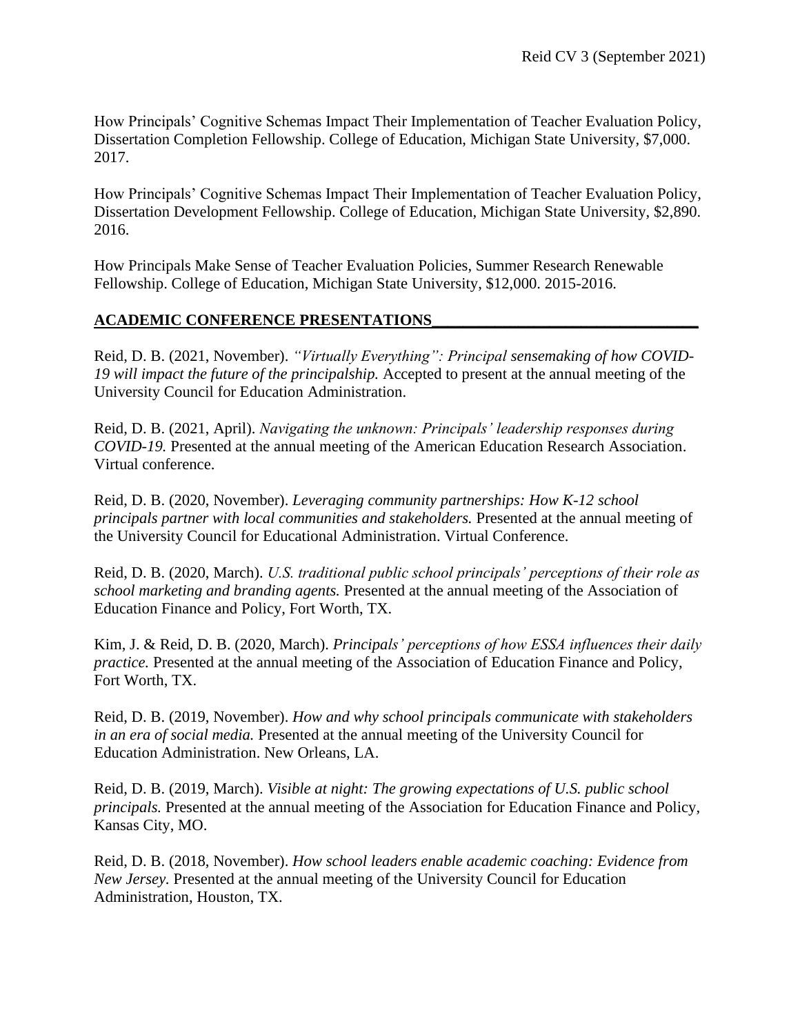How Principals' Cognitive Schemas Impact Their Implementation of Teacher Evaluation Policy, Dissertation Completion Fellowship. College of Education, Michigan State University, $7,000. 2017.

How Principals' Cognitive Schemas Impact Their Implementation of Teacher Evaluation Policy, Dissertation Development Fellowship. College of Education, Michigan State University, $2,890. 2016.

How Principals Make Sense of Teacher Evaluation Policies, Summer Research Renewable Fellowship. College of Education, Michigan State University, $12,000. 2015-2016.

## ACADEMIC CONFERENCE PRESENTATIONS

Reid, D. B. (2021, November). *"Virtually Everything": Principal sensemaking of how COVID-19 will impact the future of the principalship.* Accepted to present at the annual meeting of the University Council for Education Administration.

Reid, D. B. (2021, April). *Navigating the unknown: Principals' leadership responses during COVID-19.* Presented at the annual meeting of the American Education Research Association. Virtual conference.

Reid, D. B. (2020, November). *Leveraging community partnerships: How K-12 school principals partner with local communities and stakeholders.* Presented at the annual meeting of the University Council for Educational Administration. Virtual Conference.

Reid, D. B. (2020, March). *U.S. traditional public school principals' perceptions of their role as school marketing and branding agents.* Presented at the annual meeting of the Association of Education Finance and Policy, Fort Worth, TX.

Kim, J. & Reid, D. B. (2020, March). *Principals' perceptions of how ESSA influences their daily practice.* Presented at the annual meeting of the Association of Education Finance and Policy, Fort Worth, TX.

Reid, D. B. (2019, November). *How and why school principals communicate with stakeholders in an era of social media.* Presented at the annual meeting of the University Council for Education Administration. New Orleans, LA.

Reid, D. B. (2019, March). *Visible at night: The growing expectations of U.S. public school principals.* Presented at the annual meeting of the Association for Education Finance and Policy, Kansas City, MO.

Reid, D. B. (2018, November). *How school leaders enable academic coaching: Evidence from New Jersey.* Presented at the annual meeting of the University Council for Education Administration, Houston, TX.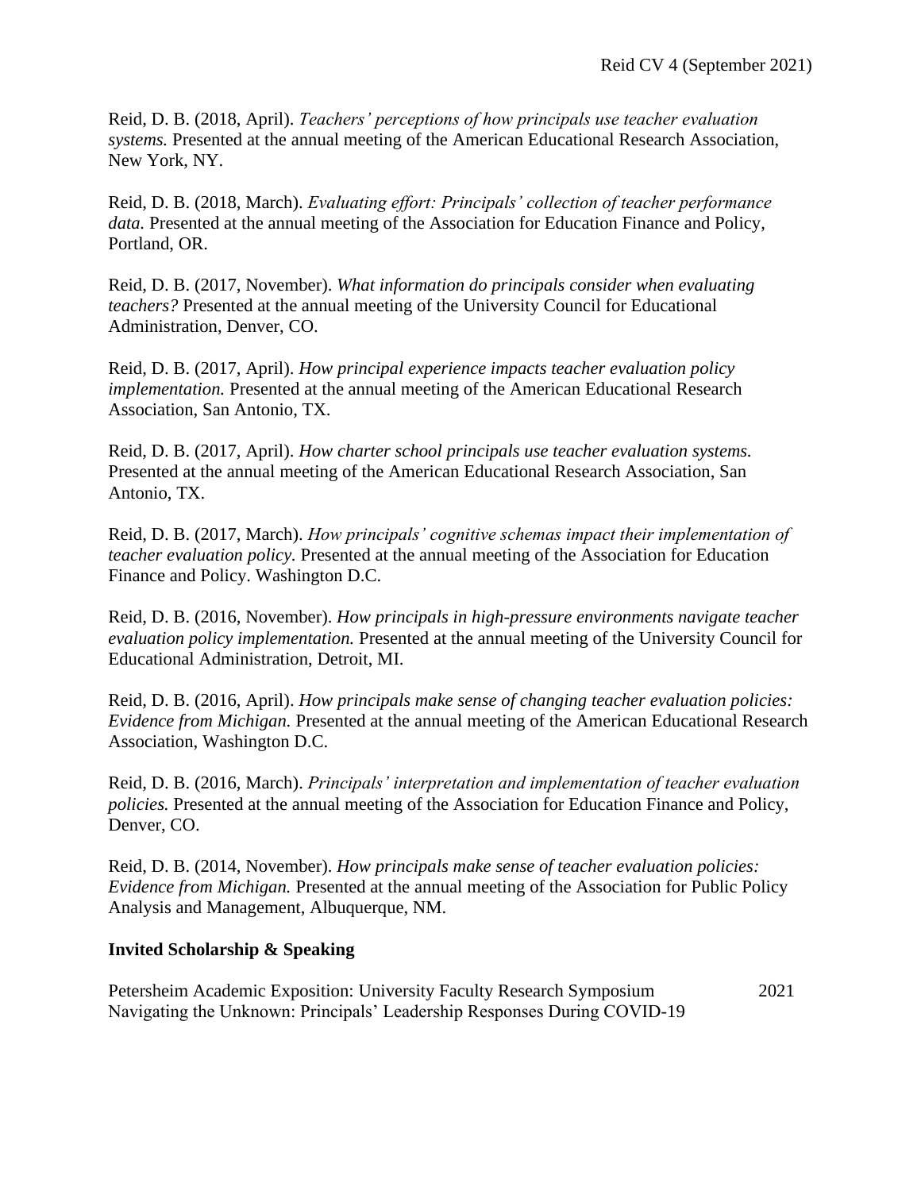Reid, D. B. (2018, April). *Teachers' perceptions of how principals use teacher evaluation systems.* Presented at the annual meeting of the American Educational Research Association, New York, NY.

Reid, D. B. (2018, March). *Evaluating effort: Principals' collection of teacher performance data.* Presented at the annual meeting of the Association for Education Finance and Policy, Portland, OR.

Reid, D. B. (2017, November). *What information do principals consider when evaluating teachers?* Presented at the annual meeting of the University Council for Educational Administration, Denver, CO.

Reid, D. B. (2017, April). *How principal experience impacts teacher evaluation policy implementation.* Presented at the annual meeting of the American Educational Research Association, San Antonio, TX.

Reid, D. B. (2017, April). *How charter school principals use teacher evaluation systems.* Presented at the annual meeting of the American Educational Research Association, San Antonio, TX.

Reid, D. B. (2017, March). *How principals' cognitive schemas impact their implementation of teacher evaluation policy.* Presented at the annual meeting of the Association for Education Finance and Policy. Washington D.C.

Reid, D. B. (2016, November). *How principals in high-pressure environments navigate teacher evaluation policy implementation.* Presented at the annual meeting of the University Council for Educational Administration, Detroit, MI.

Reid, D. B. (2016, April). *How principals make sense of changing teacher evaluation policies: Evidence from Michigan.* Presented at the annual meeting of the American Educational Research Association, Washington D.C.

Reid, D. B. (2016, March). *Principals' interpretation and implementation of teacher evaluation policies.* Presented at the annual meeting of the Association for Education Finance and Policy, Denver, CO.

Reid, D. B. (2014, November). *How principals make sense of teacher evaluation policies: Evidence from Michigan.* Presented at the annual meeting of the Association for Public Policy Analysis and Management, Albuquerque, NM.

**Invited Scholarship & Speaking**

Petersheim Academic Exposition: University Faculty Research Symposium 2021
Navigating the Unknown: Principals' Leadership Responses During COVID-19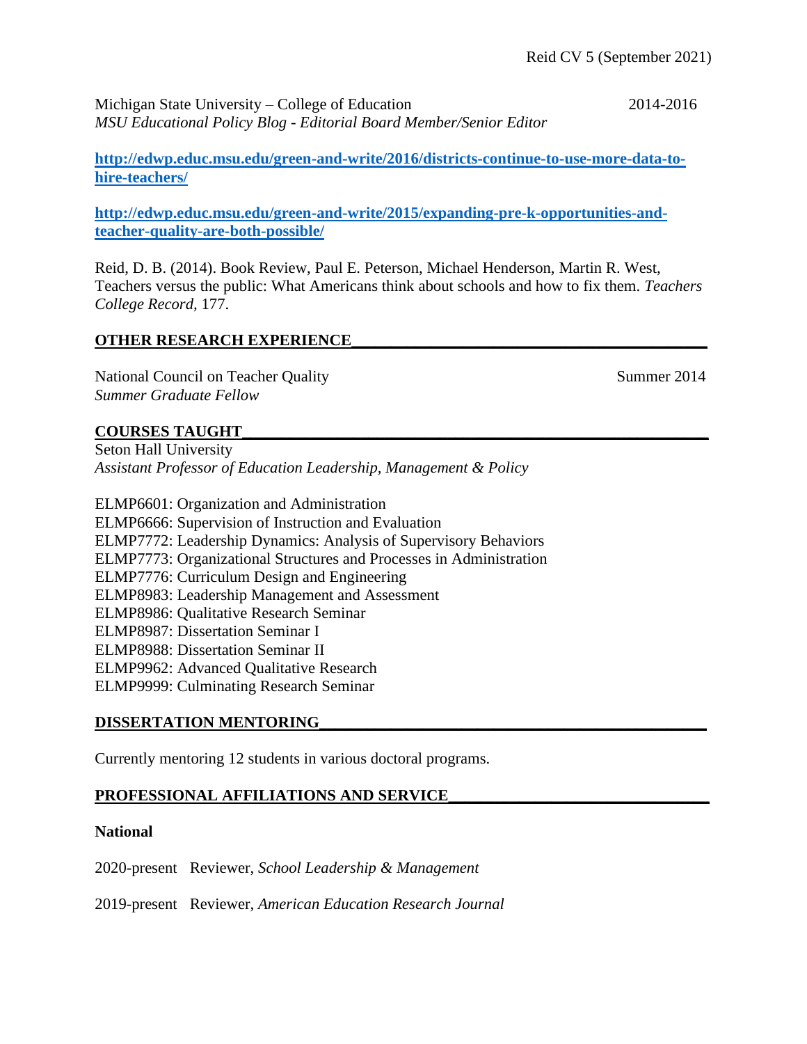Michigan State University – College of Education 2014-2016
*MSU Educational Policy Blog - Editorial Board Member/Senior Editor*

**http://edwp.educ.msu.edu/green-and-write/2016/districts-continue-to-use-more-data-to-hire-teachers/**

**http://edwp.educ.msu.edu/green-and-write/2015/expanding-pre-k-opportunities-and-teacher-quality-are-both-possible/**

Reid, D. B. (2014). Book Review, Paul E. Peterson, Michael Henderson, Martin R. West, Teachers versus the public: What Americans think about schools and how to fix them. *Teachers College Record,* 177.

## OTHER RESEARCH EXPERIENCE

National Council on Teacher Quality Summer 2014
*Summer Graduate Fellow*

## COURSES TAUGHT

Seton Hall University
*Assistant Professor of Education Leadership, Management & Policy*

ELMP6601: Organization and Administration
ELMP6666: Supervision of Instruction and Evaluation
ELMP7772: Leadership Dynamics: Analysis of Supervisory Behaviors
ELMP7773: Organizational Structures and Processes in Administration
ELMP7776: Curriculum Design and Engineering
ELMP8983: Leadership Management and Assessment
ELMP8986: Qualitative Research Seminar
ELMP8987: Dissertation Seminar I
ELMP8988: Dissertation Seminar II
ELMP9962: Advanced Qualitative Research
ELMP9999: Culminating Research Seminar

## DISSERTATION MENTORING

Currently mentoring 12 students in various doctoral programs.

## PROFESSIONAL AFFILIATIONS AND SERVICE

### National

2020-present Reviewer, *School Leadership & Management*

2019-present Reviewer, *American Education Research Journal*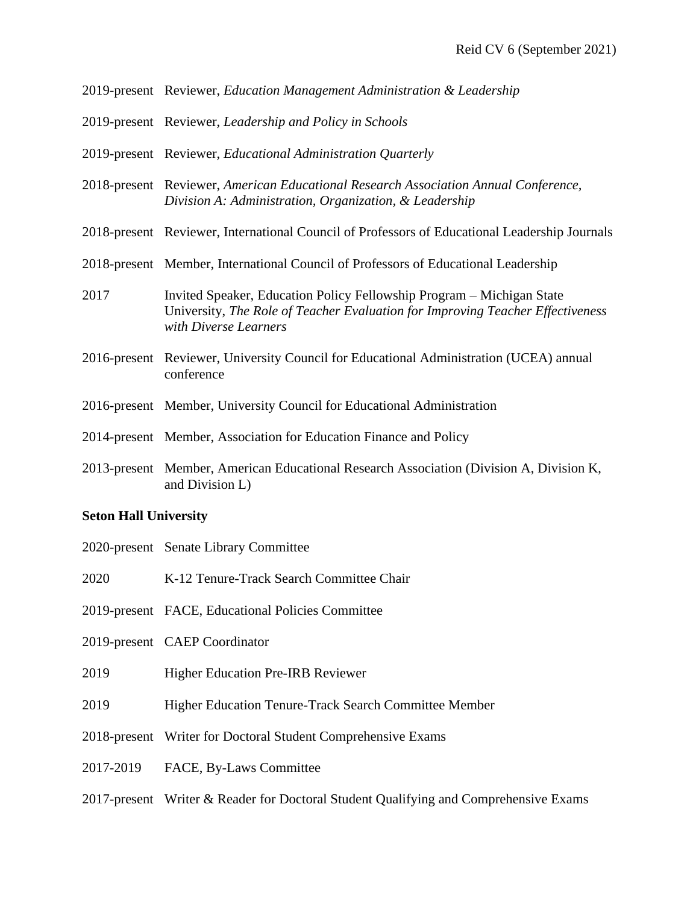2019-present Reviewer, *Education Management Administration & Leadership*

2019-present Reviewer, *Leadership and Policy in Schools*

2019-present Reviewer, *Educational Administration Quarterly*

2018-present Reviewer, *American Educational Research Association Annual Conference, Division A: Administration, Organization, & Leadership*

2018-present Reviewer, International Council of Professors of Educational Leadership Journals

2018-present Member, International Council of Professors of Educational Leadership

2017 Invited Speaker, Education Policy Fellowship Program – Michigan State University, *The Role of Teacher Evaluation for Improving Teacher Effectiveness with Diverse Learners*

2016-present Reviewer, University Council for Educational Administration (UCEA) annual conference

2016-present Member, University Council for Educational Administration

2014-present Member, Association for Education Finance and Policy

2013-present Member, American Educational Research Association (Division A, Division K, and Division L)

**Seton Hall University**

2020-present Senate Library Committee

2020 K-12 Tenure-Track Search Committee Chair

2019-present FACE, Educational Policies Committee

2019-present CAEP Coordinator

2019 Higher Education Pre-IRB Reviewer

2019 Higher Education Tenure-Track Search Committee Member

2018-present Writer for Doctoral Student Comprehensive Exams

2017-2019 FACE, By-Laws Committee

2017-present Writer & Reader for Doctoral Student Qualifying and Comprehensive Exams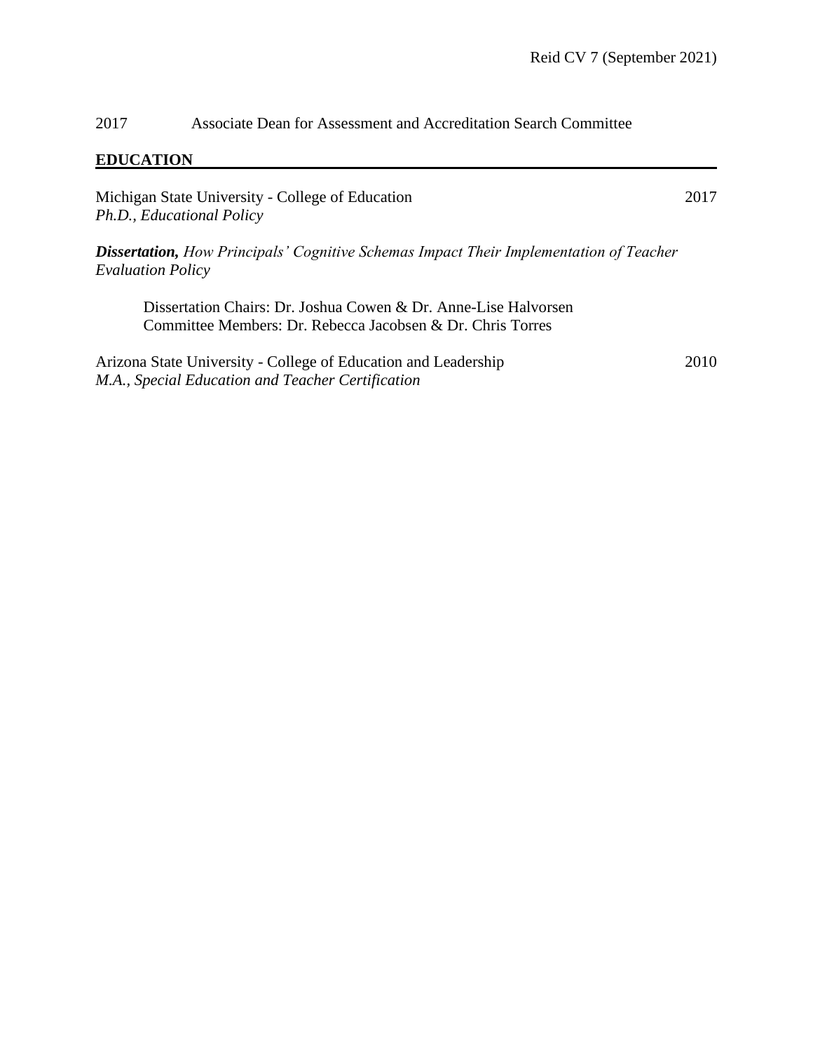2017 Associate Dean for Assessment and Accreditation Search Committee

## EDUCATION

Michigan State University - College of Education 2017
*Ph.D., Educational Policy*

***Dissertation,** How Principals' Cognitive Schemas Impact Their Implementation of Teacher Evaluation Policy*

Dissertation Chairs: Dr. Joshua Cowen & Dr. Anne-Lise Halvorsen
Committee Members: Dr. Rebecca Jacobsen & Dr. Chris Torres

Arizona State University - College of Education and Leadership 2010
*M.A., Special Education and Teacher Certification*